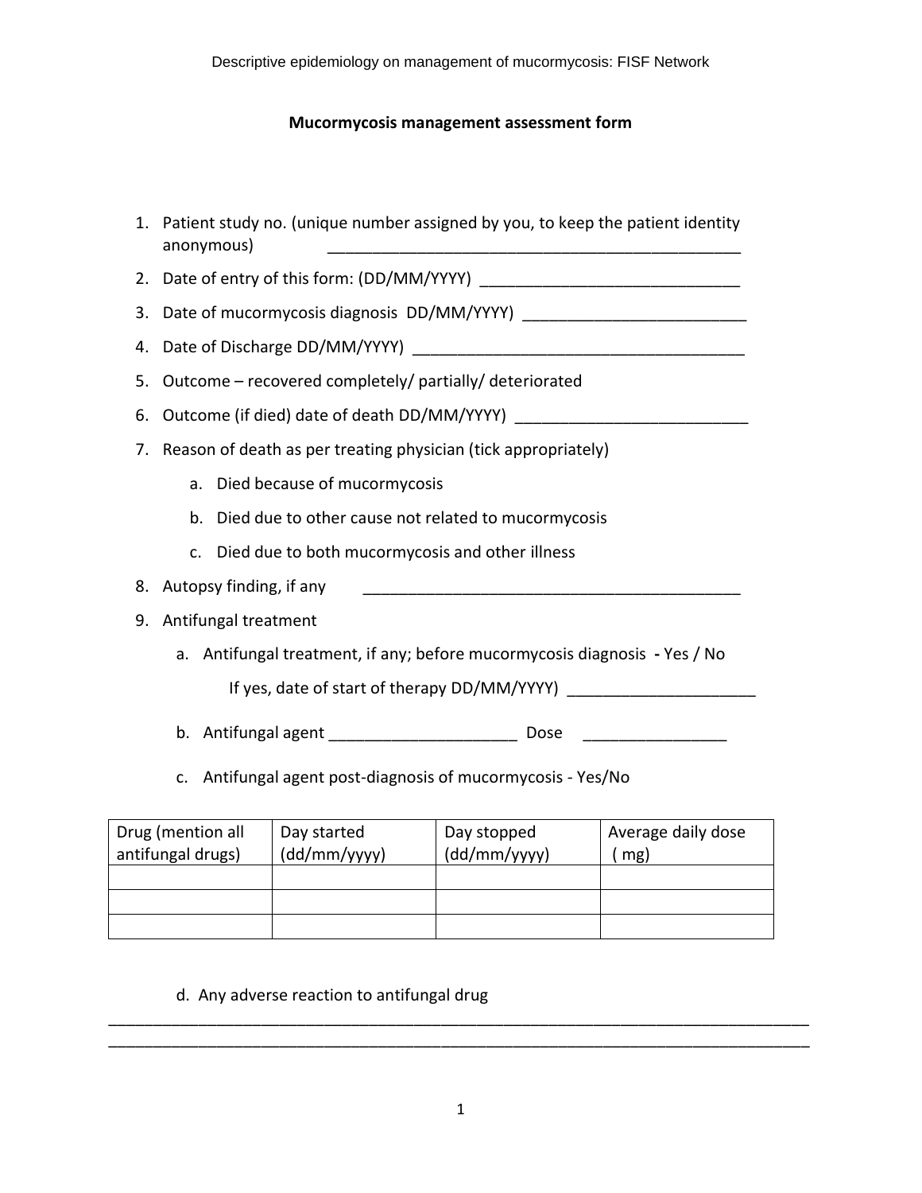# Mucormycosis management assessment form

1. Patient study no. (unique number assigned by you, to keep the patient identity anonymous) ______________________________________________
2. Date of entry of this form: (DD/MM/YYYY) ____________________________
3. Date of mucormycosis diagnosis DD/MM/YYYY) ________________________
4. Date of Discharge DD/MM/YYYY) _____________________________________
5. Outcome – recovered completely/ partially/ deteriorated
6. Outcome (if died) date of death DD/MM/YYYY) _________________________
7. Reason of death as per treating physician (tick appropriately)
   a. Died because of mucormycosis
   b. Died due to other cause not related to mucormycosis
   c. Died due to both mucormycosis and other illness
8. Autopsy finding, if any ___________________________________________
9. Antifungal treatment
   a. Antifungal treatment, if any; before mucormycosis diagnosis - Yes / No

      If yes, date of start of therapy DD/MM/YYYY) ____________________

   b. Antifungal agent ____________________ Dose _______________

   c. Antifungal agent post-diagnosis of mucormycosis - Yes/No

| Drug (mention all antifungal drugs) | Day started (dd/mm/yyyy) | Day stopped (dd/mm/yyyy) | Average daily dose ( mg) |
|---|---|---|---|
| | | | |
| | | | |
| | | | |

   d. Any adverse reaction to antifungal drug

______________________________________________________________________________
______________________________________________________________________________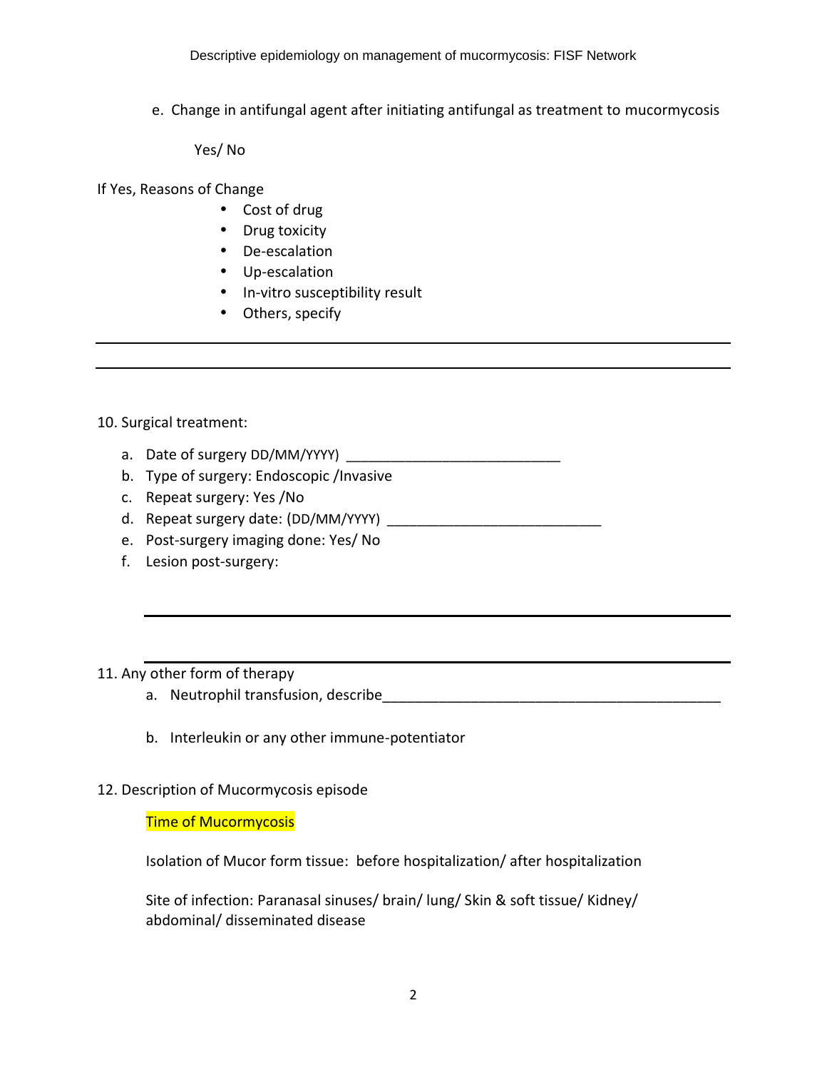e. Change in antifungal agent after initiating antifungal as treatment to mucormycosis

Yes/ No

If Yes, Reasons of Change

- Cost of drug
- Drug toxicity
- De-escalation
- Up-escalation
- In-vitro susceptibility result
- Others, specify

---

---

10. Surgical treatment:

   a. Date of surgery DD/MM/YYYY) ___________________________
   b. Type of surgery: Endoscopic /Invasive
   c. Repeat surgery: Yes /No
   d. Repeat surgery date: (DD/MM/YYYY) ___________________________
   e. Post-surgery imaging done: Yes/ No
   f. Lesion post-surgery:

---

---

11. Any other form of therapy

   a. Neutrophil transfusion, describe___________________________________________
   b. Interleukin or any other immune-potentiator

12. Description of Mucormycosis episode

   Time of Mucormycosis

   Isolation of Mucor form tissue: before hospitalization/ after hospitalization

   Site of infection: Paranasal sinuses/ brain/ lung/ Skin & soft tissue/ Kidney/ abdominal/ disseminated disease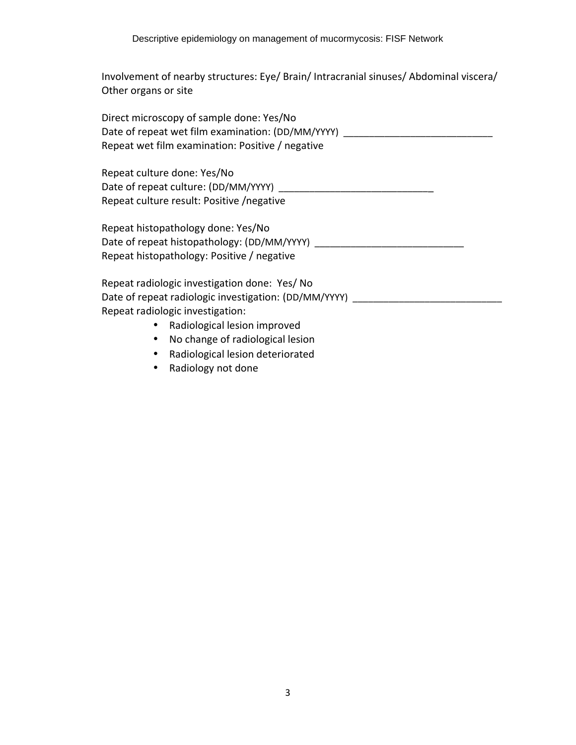Involvement of nearby structures: Eye/ Brain/ Intracranial sinuses/ Abdominal viscera/ Other organs or site

Direct microscopy of sample done: Yes/No
Date of repeat wet film examination: (DD/MM/YYYY) ___________________________
Repeat wet film examination: Positive / negative

Repeat culture done: Yes/No
Date of repeat culture: (DD/MM/YYYY) ____________________________
Repeat culture result: Positive /negative

Repeat histopathology done: Yes/No
Date of repeat histopathology: (DD/MM/YYYY) ___________________________
Repeat histopathology: Positive / negative

Repeat radiologic investigation done: Yes/ No
Date of repeat radiologic investigation: (DD/MM/YYYY) ___________________________
Repeat radiologic investigation:

- Radiological lesion improved
- No change of radiological lesion
- Radiological lesion deteriorated
- Radiology not done